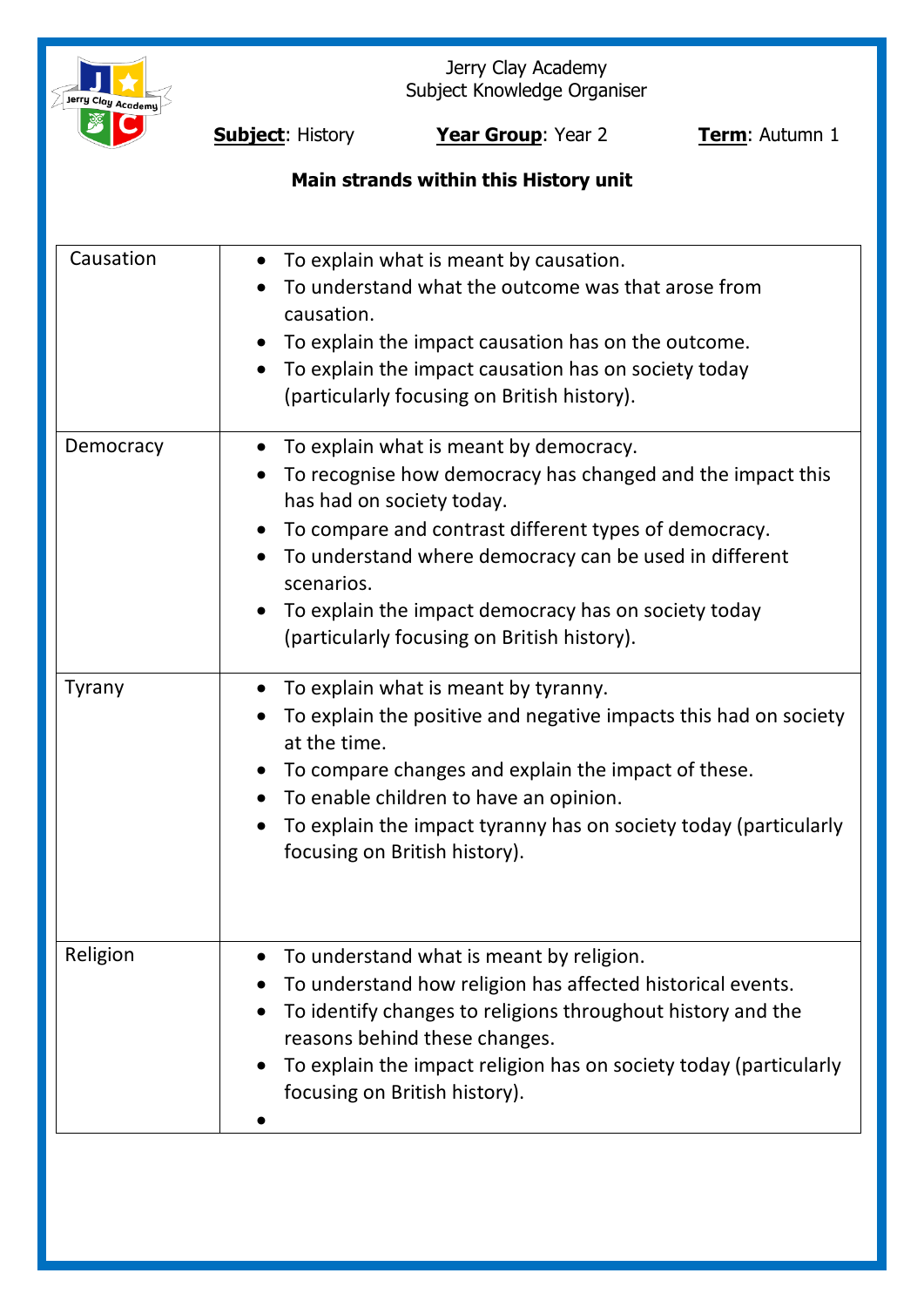Jerry Clay Academy
Subject Knowledge Organiser

**Subject**: History **Year Group**: Year 2 **Term**: Autumn 1

**Main strands within this History unit**

| | |
|---|---|
| Causation | • To explain what is meant by causation.<br>• To understand what the outcome was that arose from causation.<br>• To explain the impact causation has on the outcome.<br>• To explain the impact causation has on society today (particularly focusing on British history). |
| Democracy | • To explain what is meant by democracy.<br>• To recognise how democracy has changed and the impact this has had on society today.<br>• To compare and contrast different types of democracy.<br>• To understand where democracy can be used in different scenarios.<br>• To explain the impact democracy has on society today (particularly focusing on British history). |
| Tyrany | • To explain what is meant by tyranny.<br>• To explain the positive and negative impacts this had on society at the time.<br>• To compare changes and explain the impact of these.<br>• To enable children to have an opinion.<br>• To explain the impact tyranny has on society today (particularly focusing on British history). |
| Religion | • To understand what is meant by religion.<br>• To understand how religion has affected historical events.<br>• To identify changes to religions throughout history and the reasons behind these changes.<br>• To explain the impact religion has on society today (particularly focusing on British history).<br>• |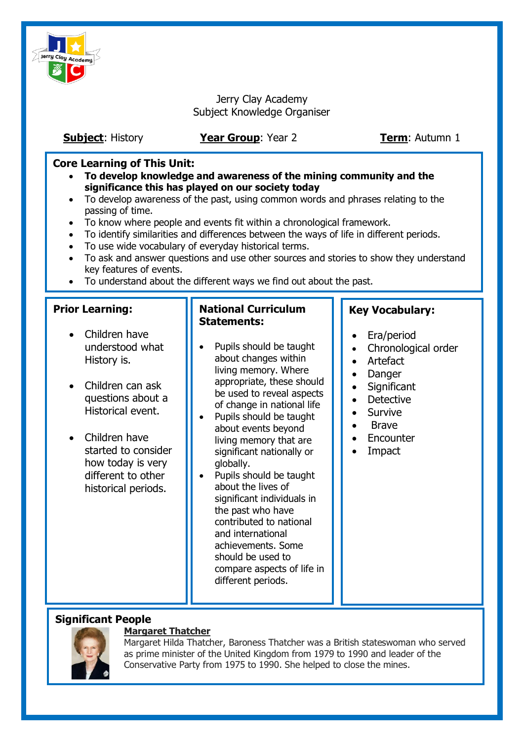Jerry Clay Academy
Subject Knowledge Organiser

**Subject**: History **Year Group**: Year 2 **Term**: Autumn 1

## Core Learning of This Unit:

- **To develop knowledge and awareness of the mining community and the significance this has played on our society today**
- To develop awareness of the past, using common words and phrases relating to the passing of time.
- To know where people and events fit within a chronological framework.
- To identify similarities and differences between the ways of life in different periods.
- To use wide vocabulary of everyday historical terms.
- To ask and answer questions and use other sources and stories to show they understand key features of events.
- To understand about the different ways we find out about the past.

## Prior Learning:

- Children have understood what History is.
- Children can ask questions about a Historical event.
- Children have started to consider how today is very different to other historical periods.

## National Curriculum Statements:

- Pupils should be taught about changes within living memory. Where appropriate, these should be used to reveal aspects of change in national life
- Pupils should be taught about events beyond living memory that are significant nationally or globally.
- Pupils should be taught about the lives of significant individuals in the past who have contributed to national and international achievements. Some should be used to compare aspects of life in different periods.

## Key Vocabulary:

- Era/period
- Chronological order
- Artefact
- Danger
- Significant
- Detective
- Survive
- Brave
- Encounter
- Impact

## Significant People

**Margaret Thatcher**

Margaret Hilda Thatcher, Baroness Thatcher was a British stateswoman who served as prime minister of the United Kingdom from 1979 to 1990 and leader of the Conservative Party from 1975 to 1990. She helped to close the mines.